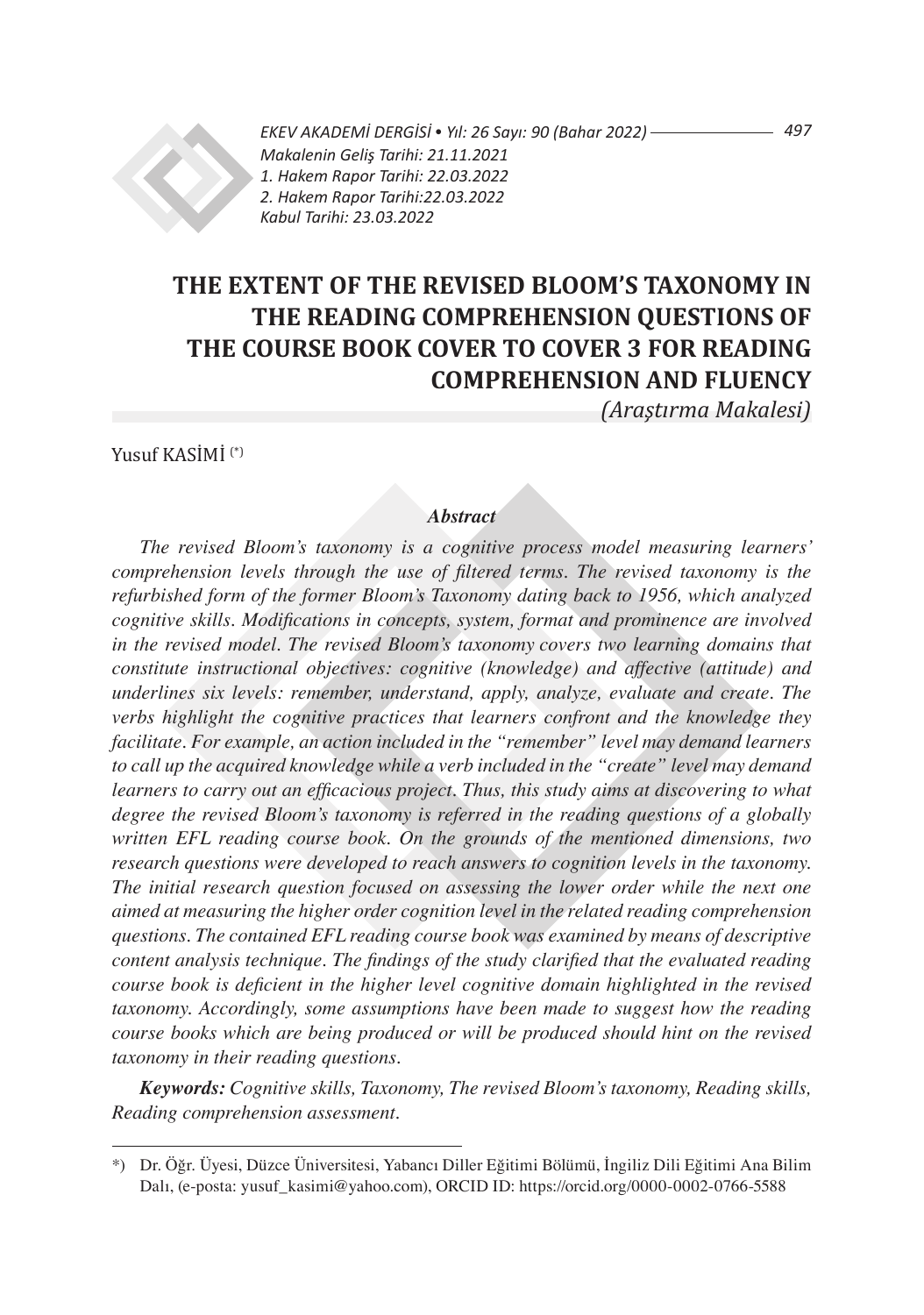Makalenin Geliş Tarihi: 21.11.2021
1. Hakem Rapor Tarihi: 22.03.2022
2. Hakem Rapor Tarihi:22.03.2022
Kabul Tarihi: 23.03.2022

# THE EXTENT OF THE REVISED BLOOM'S TAXONOMY IN THE READING COMPREHENSION QUESTIONS OF THE COURSE BOOK COVER TO COVER 3 FOR READING COMPREHENSION AND FLUENCY

*(Araştırma Makalesi)*

Yusuf KASİMİ [(*)]

### *Abstract*

*The revised Bloom's taxonomy is a cognitive process model measuring learners' comprehension levels through the use of filtered terms. The revised taxonomy is the refurbished form of the former Bloom's Taxonomy dating back to 1956, which analyzed cognitive skills. Modifications in concepts, system, format and prominence are involved in the revised model. The revised Bloom's taxonomy covers two learning domains that constitute instructional objectives: cognitive (knowledge) and affective (attitude) and underlines six levels: remember, understand, apply, analyze, evaluate and create. The verbs highlight the cognitive practices that learners confront and the knowledge they facilitate. For example, an action included in the "remember" level may demand learners to call up the acquired knowledge while a verb included in the "create" level may demand learners to carry out an efficacious project. Thus, this study aims at discovering to what degree the revised Bloom's taxonomy is referred in the reading questions of a globally written EFL reading course book. On the grounds of the mentioned dimensions, two research questions were developed to reach answers to cognition levels in the taxonomy. The initial research question focused on assessing the lower order while the next one aimed at measuring the higher order cognition level in the related reading comprehension questions. The contained EFL reading course book was examined by means of descriptive content analysis technique. The findings of the study clarified that the evaluated reading course book is deficient in the higher level cognitive domain highlighted in the revised taxonomy. Accordingly, some assumptions have been made to suggest how the reading course books which are being produced or will be produced should hint on the revised taxonomy in their reading questions.*

***Keywords:** Cognitive skills, Taxonomy, The revised Bloom's taxonomy, Reading skills, Reading comprehension assessment.*

---

*) Dr. Öğr. Üyesi, Düzce Üniversitesi, Yabancı Diller Eğitimi Bölümü, İngiliz Dili Eğitimi Ana Bilim Dalı, (e-posta: yusuf_kasimi@yahoo.com), ORCID ID: https://orcid.org/0000-0002-0766-5588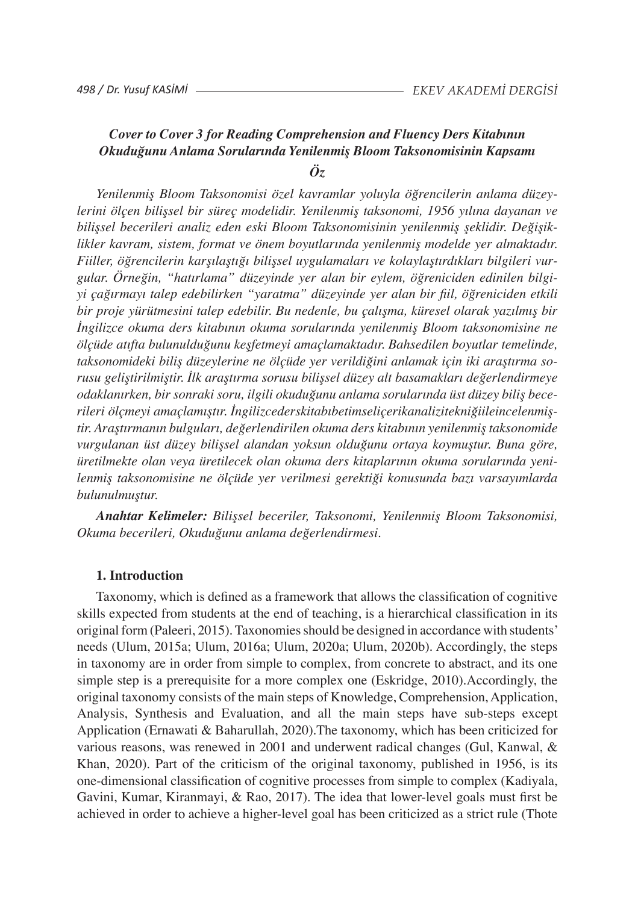**_Cover to Cover 3 for Reading Comprehension and Fluency Ders Kitabının Okuduğunu Anlama Sorularında Yenilenmiş Bloom Taksonomisinin Kapsamı_**

***Öz***

*Yenilenmiş Bloom Taksonomisi özel kavramlar yoluyla öğrencilerin anlama düzeylerini ölçen bilişsel bir süreç modelidir. Yenilenmiş taksonomi, 1956 yılına dayanan ve bilişsel becerileri analiz eden eski Bloom Taksonomisinin yenilenmiş şeklidir. Değişiklikler kavram, sistem, format ve önem boyutlarında yenilenmiş modelde yer almaktadır. Fiiller, öğrencilerin karşılaştığı bilişsel uygulamaları ve kolaylaştırdıkları bilgileri vurgular. Örneğin, "hatırlama" düzeyinde yer alan bir eylem, öğreniciden edinilen bilgiyi çağırmayı talep edebilirken "yaratma" düzeyinde yer alan bir fiil, öğreniciden etkili bir proje yürütmesini talep edebilir. Bu nedenle, bu çalışma, küresel olarak yazılmış bir İngilizce okuma ders kitabının okuma sorularında yenilenmiş Bloom taksonomisine ne ölçüde atıfta bulunulduğunu keşfetmeyi amaçlamaktadır. Bahsedilen boyutlar temelinde, taksonomideki biliş düzeylerine ne ölçüde yer verildiğini anlamak için iki araştırma sorusu geliştirilmiştir. İlk araştırma sorusu bilişsel düzey alt basamakları değerlendirmeye odaklanırken, bir sonraki soru, ilgili okuduğunu anlama sorularında üst düzey biliş becerileri ölçmeyi amaçlamıştır. İngilizcederskitabıbetimseliçerikanaliziteknığiileincelenmiştir. Araştırmanın bulguları, değerlendirilen okuma ders kitabının yenilenmiş taksonomide vurgulanan üst düzey bilişsel alandan yoksun olduğunu ortaya koymuştur. Buna göre, üretilmekte olan veya üretilecek olan okuma ders kitaplarının okuma sorularında yenilenmiş taksonomisine ne ölçüde yer verilmesi gerektiği konusunda bazı varsayımlarda bulunulmuştur.*

***Anahtar Kelimeler:*** *Bilişsel beceriler, Taksonomi, Yenilenmiş Bloom Taksonomisi, Okuma becerileri, Okuduğunu anlama değerlendirmesi.*

## 1. Introduction

Taxonomy, which is defined as a framework that allows the classification of cognitive skills expected from students at the end of teaching, is a hierarchical classification in its original form (Paleeri, 2015). Taxonomies should be designed in accordance with students' needs (Ulum, 2015a; Ulum, 2016a; Ulum, 2020a; Ulum, 2020b). Accordingly, the steps in taxonomy are in order from simple to complex, from concrete to abstract, and its one simple step is a prerequisite for a more complex one (Eskridge, 2010).Accordingly, the original taxonomy consists of the main steps of Knowledge, Comprehension, Application, Analysis, Synthesis and Evaluation, and all the main steps have sub-steps except Application (Ernawati & Baharullah, 2020).The taxonomy, which has been criticized for various reasons, was renewed in 2001 and underwent radical changes (Gul, Kanwal, & Khan, 2020). Part of the criticism of the original taxonomy, published in 1956, is its one-dimensional classification of cognitive processes from simple to complex (Kadiyala, Gavini, Kumar, Kiranmayi, & Rao, 2017). The idea that lower-level goals must first be achieved in order to achieve a higher-level goal has been criticized as a strict rule (Thote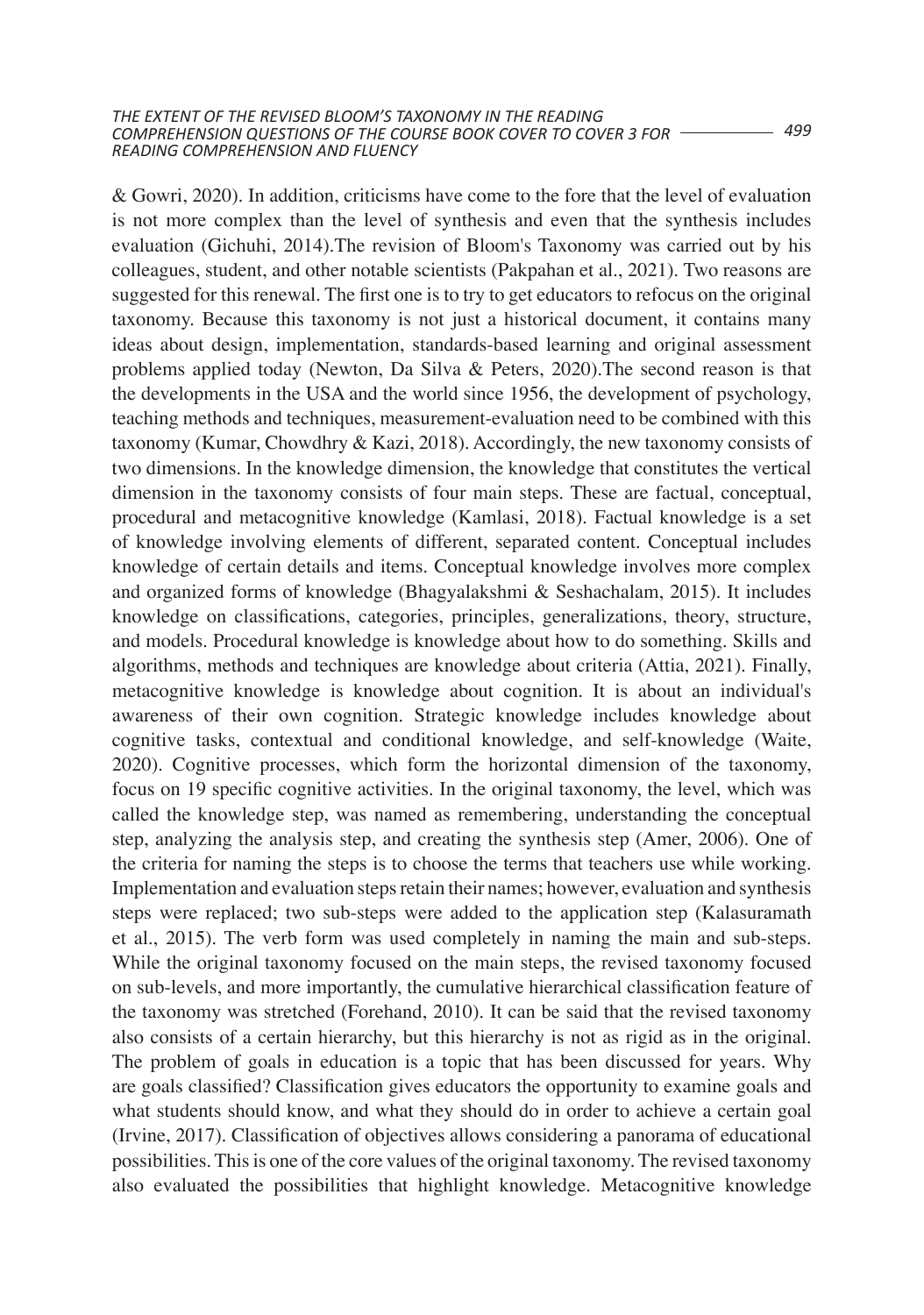& Gowri, 2020). In addition, criticisms have come to the fore that the level of evaluation is not more complex than the level of synthesis and even that the synthesis includes evaluation (Gichuhi, 2014).The revision of Bloom's Taxonomy was carried out by his colleagues, student, and other notable scientists (Pakpahan et al., 2021). Two reasons are suggested for this renewal. The first one is to try to get educators to refocus on the original taxonomy. Because this taxonomy is not just a historical document, it contains many ideas about design, implementation, standards-based learning and original assessment problems applied today (Newton, Da Silva & Peters, 2020).The second reason is that the developments in the USA and the world since 1956, the development of psychology, teaching methods and techniques, measurement-evaluation need to be combined with this taxonomy (Kumar, Chowdhry & Kazi, 2018). Accordingly, the new taxonomy consists of two dimensions. In the knowledge dimension, the knowledge that constitutes the vertical dimension in the taxonomy consists of four main steps. These are factual, conceptual, procedural and metacognitive knowledge (Kamlasi, 2018). Factual knowledge is a set of knowledge involving elements of different, separated content. Conceptual includes knowledge of certain details and items. Conceptual knowledge involves more complex and organized forms of knowledge (Bhagyalakshmi & Seshachalam, 2015). It includes knowledge on classifications, categories, principles, generalizations, theory, structure, and models. Procedural knowledge is knowledge about how to do something. Skills and algorithms, methods and techniques are knowledge about criteria (Attia, 2021). Finally, metacognitive knowledge is knowledge about cognition. It is about an individual's awareness of their own cognition. Strategic knowledge includes knowledge about cognitive tasks, contextual and conditional knowledge, and self-knowledge (Waite, 2020). Cognitive processes, which form the horizontal dimension of the taxonomy, focus on 19 specific cognitive activities. In the original taxonomy, the level, which was called the knowledge step, was named as remembering, understanding the conceptual step, analyzing the analysis step, and creating the synthesis step (Amer, 2006). One of the criteria for naming the steps is to choose the terms that teachers use while working. Implementation and evaluation steps retain their names; however, evaluation and synthesis steps were replaced; two sub-steps were added to the application step (Kalasuramath et al., 2015). The verb form was used completely in naming the main and sub-steps. While the original taxonomy focused on the main steps, the revised taxonomy focused on sub-levels, and more importantly, the cumulative hierarchical classification feature of the taxonomy was stretched (Forehand, 2010). It can be said that the revised taxonomy also consists of a certain hierarchy, but this hierarchy is not as rigid as in the original. The problem of goals in education is a topic that has been discussed for years. Why are goals classified? Classification gives educators the opportunity to examine goals and what students should know, and what they should do in order to achieve a certain goal (Irvine, 2017). Classification of objectives allows considering a panorama of educational possibilities. This is one of the core values of the original taxonomy. The revised taxonomy also evaluated the possibilities that highlight knowledge. Metacognitive knowledge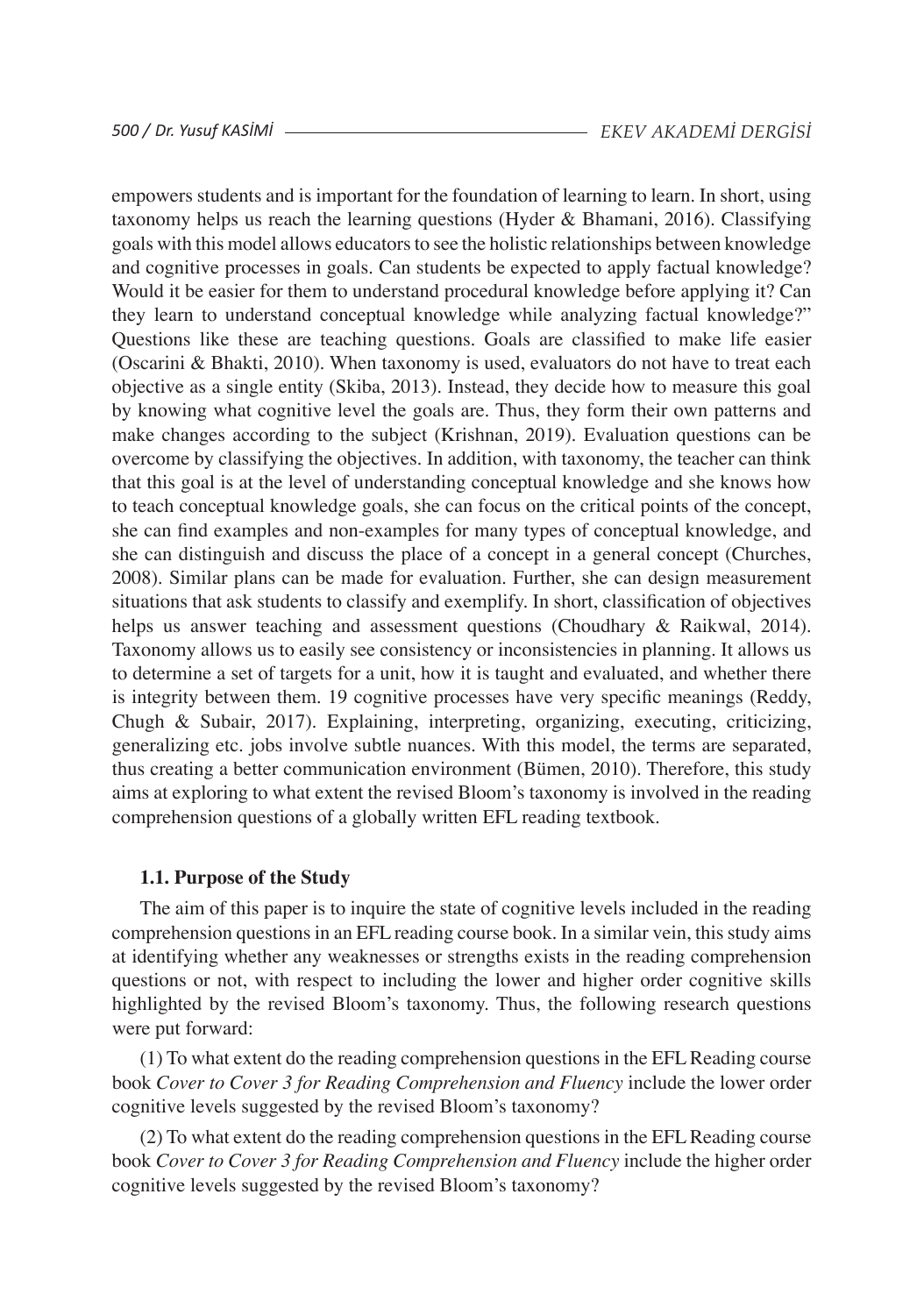empowers students and is important for the foundation of learning to learn. In short, using taxonomy helps us reach the learning questions (Hyder & Bhamani, 2016). Classifying goals with this model allows educators to see the holistic relationships between knowledge and cognitive processes in goals. Can students be expected to apply factual knowledge? Would it be easier for them to understand procedural knowledge before applying it? Can they learn to understand conceptual knowledge while analyzing factual knowledge?" Questions like these are teaching questions. Goals are classified to make life easier (Oscarini & Bhakti, 2010). When taxonomy is used, evaluators do not have to treat each objective as a single entity (Skiba, 2013). Instead, they decide how to measure this goal by knowing what cognitive level the goals are. Thus, they form their own patterns and make changes according to the subject (Krishnan, 2019). Evaluation questions can be overcome by classifying the objectives. In addition, with taxonomy, the teacher can think that this goal is at the level of understanding conceptual knowledge and she knows how to teach conceptual knowledge goals, she can focus on the critical points of the concept, she can find examples and non-examples for many types of conceptual knowledge, and she can distinguish and discuss the place of a concept in a general concept (Churches, 2008). Similar plans can be made for evaluation. Further, she can design measurement situations that ask students to classify and exemplify. In short, classification of objectives helps us answer teaching and assessment questions (Choudhary & Raikwal, 2014). Taxonomy allows us to easily see consistency or inconsistencies in planning. It allows us to determine a set of targets for a unit, how it is taught and evaluated, and whether there is integrity between them. 19 cognitive processes have very specific meanings (Reddy, Chugh & Subair, 2017). Explaining, interpreting, organizing, executing, criticizing, generalizing etc. jobs involve subtle nuances. With this model, the terms are separated, thus creating a better communication environment (Bümen, 2010). Therefore, this study aims at exploring to what extent the revised Bloom's taxonomy is involved in the reading comprehension questions of a globally written EFL reading textbook.

### 1.1. Purpose of the Study

The aim of this paper is to inquire the state of cognitive levels included in the reading comprehension questions in an EFL reading course book. In a similar vein, this study aims at identifying whether any weaknesses or strengths exists in the reading comprehension questions or not, with respect to including the lower and higher order cognitive skills highlighted by the revised Bloom's taxonomy. Thus, the following research questions were put forward:

(1) To what extent do the reading comprehension questions in the EFL Reading course book *Cover to Cover 3 for Reading Comprehension and Fluency* include the lower order cognitive levels suggested by the revised Bloom's taxonomy?

(2) To what extent do the reading comprehension questions in the EFL Reading course book *Cover to Cover 3 for Reading Comprehension and Fluency* include the higher order cognitive levels suggested by the revised Bloom's taxonomy?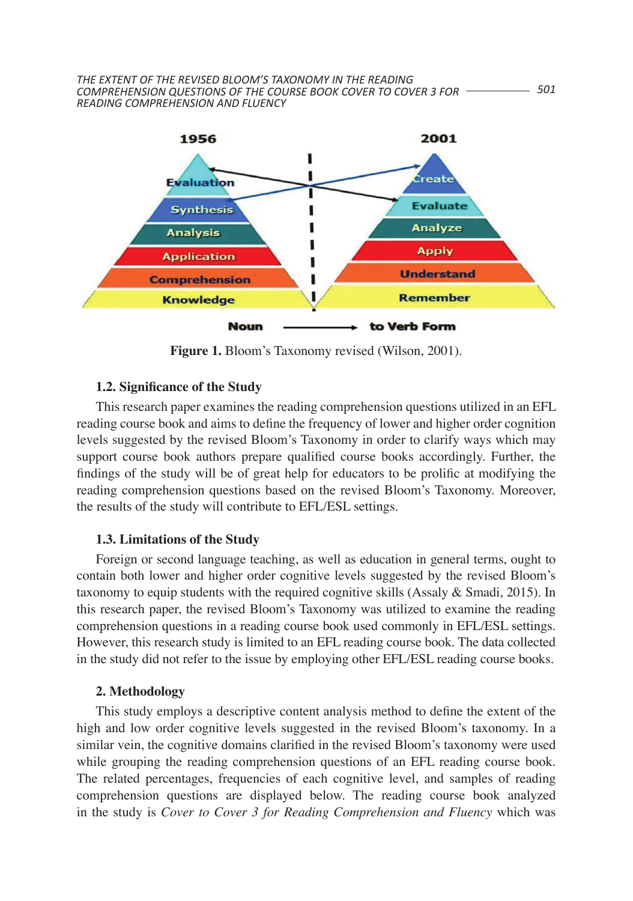Figure 1. Bloom's Taxonomy revised (Wilson, 2001).

### 1.2. Significance of the Study

This research paper examines the reading comprehension questions utilized in an EFL reading course book and aims to define the frequency of lower and higher order cognition levels suggested by the revised Bloom's Taxonomy in order to clarify ways which may support course book authors prepare qualified course books accordingly. Further, the findings of the study will be of great help for educators to be prolific at modifying the reading comprehension questions based on the revised Bloom's Taxonomy. Moreover, the results of the study will contribute to EFL/ESL settings.

### 1.3. Limitations of the Study

Foreign or second language teaching, as well as education in general terms, ought to contain both lower and higher order cognitive levels suggested by the revised Bloom's taxonomy to equip students with the required cognitive skills (Assaly & Smadi, 2015). In this research paper, the revised Bloom's Taxonomy was utilized to examine the reading comprehension questions in a reading course book used commonly in EFL/ESL settings. However, this research study is limited to an EFL reading course book. The data collected in the study did not refer to the issue by employing other EFL/ESL reading course books.

## 2. Methodology

This study employs a descriptive content analysis method to define the extent of the high and low order cognitive levels suggested in the revised Bloom's taxonomy. In a similar vein, the cognitive domains clarified in the revised Bloom's taxonomy were used while grouping the reading comprehension questions of an EFL reading course book. The related percentages, frequencies of each cognitive level, and samples of reading comprehension questions are displayed below. The reading course book analyzed in the study is *Cover to Cover 3 for Reading Comprehension and Fluency* which was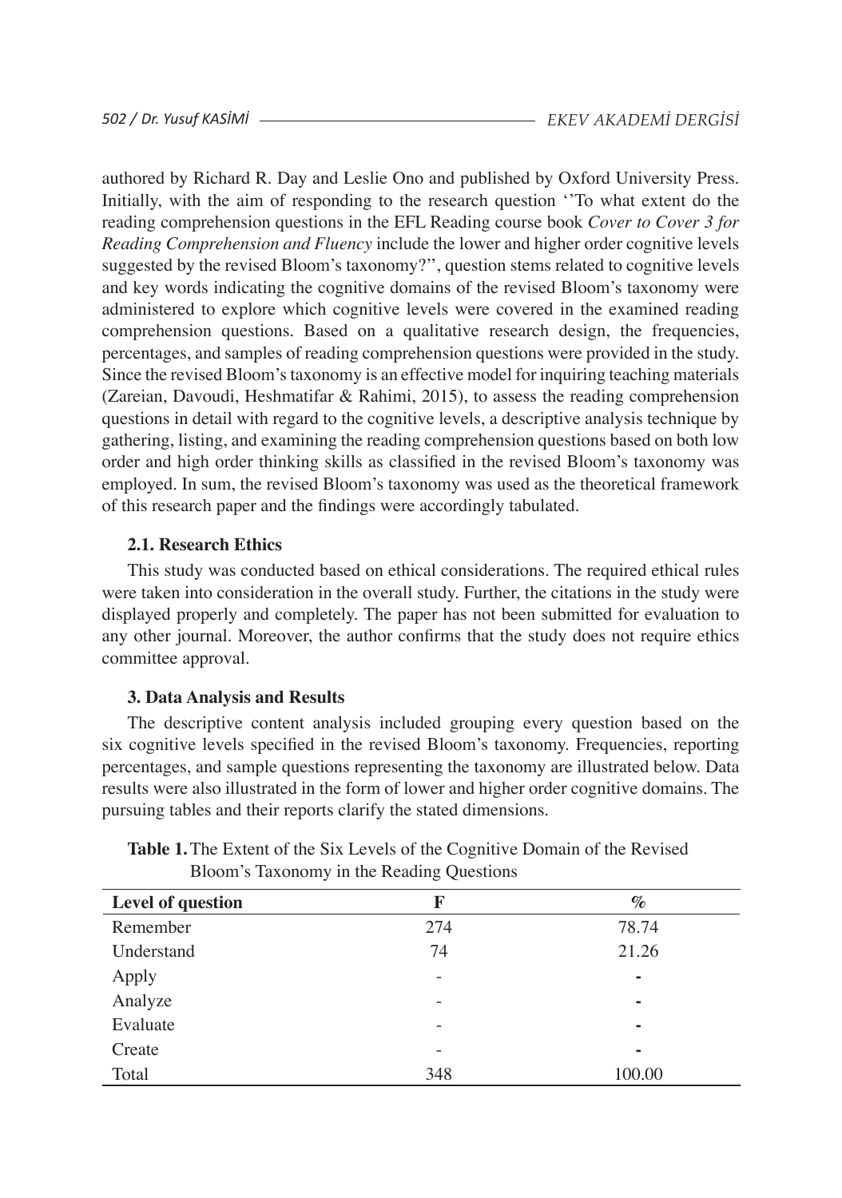authored by Richard R. Day and Leslie Ono and published by Oxford University Press. Initially, with the aim of responding to the research question ''To what extent do the reading comprehension questions in the EFL Reading course book *Cover to Cover 3 for Reading Comprehension and Fluency* include the lower and higher order cognitive levels suggested by the revised Bloom's taxonomy?'', question stems related to cognitive levels and key words indicating the cognitive domains of the revised Bloom's taxonomy were administered to explore which cognitive levels were covered in the examined reading comprehension questions. Based on a qualitative research design, the frequencies, percentages, and samples of reading comprehension questions were provided in the study. Since the revised Bloom's taxonomy is an effective model for inquiring teaching materials (Zareian, Davoudi, Heshmatifar & Rahimi, 2015), to assess the reading comprehension questions in detail with regard to the cognitive levels, a descriptive analysis technique by gathering, listing, and examining the reading comprehension questions based on both low order and high order thinking skills as classified in the revised Bloom's taxonomy was employed. In sum, the revised Bloom's taxonomy was used as the theoretical framework of this research paper and the findings were accordingly tabulated.

### 2.1. Research Ethics

This study was conducted based on ethical considerations. The required ethical rules were taken into consideration in the overall study. Further, the citations in the study were displayed properly and completely. The paper has not been submitted for evaluation to any other journal. Moreover, the author confirms that the study does not require ethics committee approval.

## 3. Data Analysis and Results

The descriptive content analysis included grouping every question based on the six cognitive levels specified in the revised Bloom's taxonomy. Frequencies, reporting percentages, and sample questions representing the taxonomy are illustrated below. Data results were also illustrated in the form of lower and higher order cognitive domains. The pursuing tables and their reports clarify the stated dimensions.

**Table 1.** The Extent of the Six Levels of the Cognitive Domain of the Revised Bloom's Taxonomy in the Reading Questions

| Level of question | F | % |
|---|---|---|
| Remember | 274 | 78.74 |
| Understand | 74 | 21.26 |
| Apply | - | - |
| Analyze | - | - |
| Evaluate | - | - |
| Create | - | - |
| Total | 348 | 100.00 |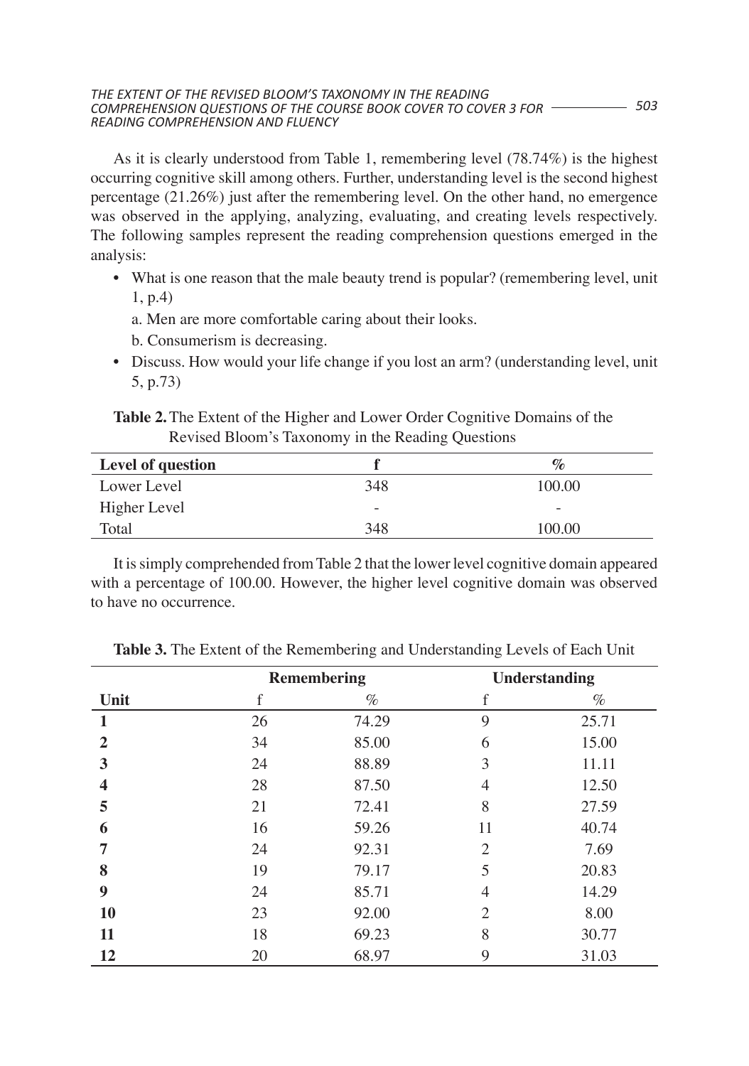As it is clearly understood from Table 1, remembering level (78.74%) is the highest occurring cognitive skill among others. Further, understanding level is the second highest percentage (21.26%) just after the remembering level. On the other hand, no emergence was observed in the applying, analyzing, evaluating, and creating levels respectively. The following samples represent the reading comprehension questions emerged in the analysis:

- What is one reason that the male beauty trend is popular? (remembering level, unit 1, p.4)
  
  a. Men are more comfortable caring about their looks.
  
  b. Consumerism is decreasing.
- Discuss. How would your life change if you lost an arm? (understanding level, unit 5, p.73)

**Table 2.** The Extent of the Higher and Lower Order Cognitive Domains of the Revised Bloom's Taxonomy in the Reading Questions

| Level of question | f | % |
|---|---|---|
| Lower Level | 348 | 100.00 |
| Higher Level | - | - |
| Total | 348 | 100.00 |

It is simply comprehended from Table 2 that the lower level cognitive domain appeared with a percentage of 100.00. However, the higher level cognitive domain was observed to have no occurrence.

**Table 3.** The Extent of the Remembering and Understanding Levels of Each Unit

| | Remembering | | Understanding | |
|---|---|---|---|---|
| **Unit** | f | % | f | % |
| **1** | 26 | 74.29 | 9 | 25.71 |
| **2** | 34 | 85.00 | 6 | 15.00 |
| **3** | 24 | 88.89 | 3 | 11.11 |
| **4** | 28 | 87.50 | 4 | 12.50 |
| **5** | 21 | 72.41 | 8 | 27.59 |
| **6** | 16 | 59.26 | 11 | 40.74 |
| **7** | 24 | 92.31 | 2 | 7.69 |
| **8** | 19 | 79.17 | 5 | 20.83 |
| **9** | 24 | 85.71 | 4 | 14.29 |
| **10** | 23 | 92.00 | 2 | 8.00 |
| **11** | 18 | 69.23 | 8 | 30.77 |
| **12** | 20 | 68.97 | 9 | 31.03 |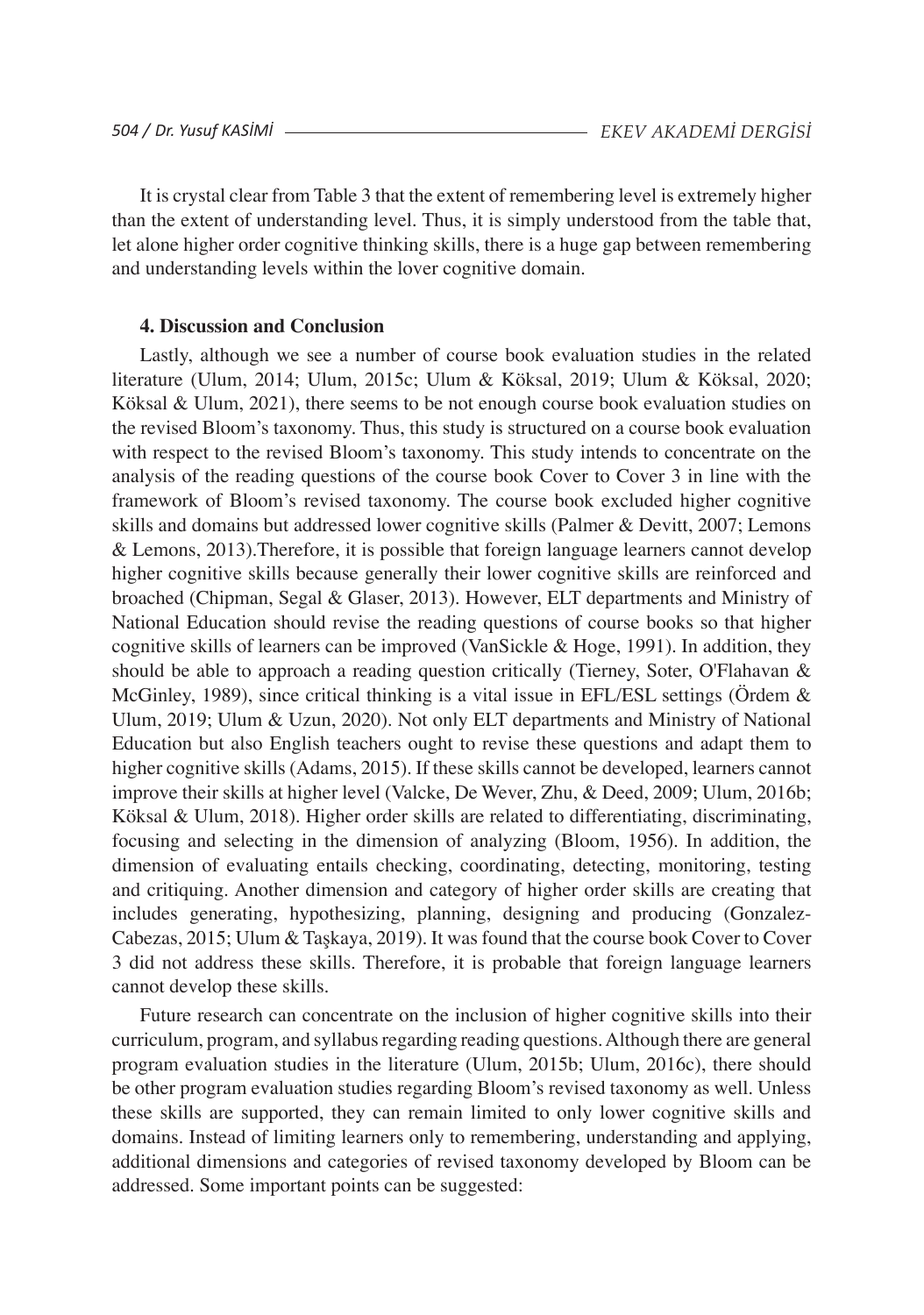It is crystal clear from Table 3 that the extent of remembering level is extremely higher than the extent of understanding level. Thus, it is simply understood from the table that, let alone higher order cognitive thinking skills, there is a huge gap between remembering and understanding levels within the lover cognitive domain.

## 4. Discussion and Conclusion

Lastly, although we see a number of course book evaluation studies in the related literature (Ulum, 2014; Ulum, 2015c; Ulum & Köksal, 2019; Ulum & Köksal, 2020; Köksal & Ulum, 2021), there seems to be not enough course book evaluation studies on the revised Bloom's taxonomy. Thus, this study is structured on a course book evaluation with respect to the revised Bloom's taxonomy. This study intends to concentrate on the analysis of the reading questions of the course book Cover to Cover 3 in line with the framework of Bloom's revised taxonomy. The course book excluded higher cognitive skills and domains but addressed lower cognitive skills (Palmer & Devitt, 2007; Lemons & Lemons, 2013).Therefore, it is possible that foreign language learners cannot develop higher cognitive skills because generally their lower cognitive skills are reinforced and broached (Chipman, Segal & Glaser, 2013). However, ELT departments and Ministry of National Education should revise the reading questions of course books so that higher cognitive skills of learners can be improved (VanSickle & Hoge, 1991). In addition, they should be able to approach a reading question critically (Tierney, Soter, O'Flahavan & McGinley, 1989), since critical thinking is a vital issue in EFL/ESL settings (Ördem & Ulum, 2019; Ulum & Uzun, 2020). Not only ELT departments and Ministry of National Education but also English teachers ought to revise these questions and adapt them to higher cognitive skills (Adams, 2015). If these skills cannot be developed, learners cannot improve their skills at higher level (Valcke, De Wever, Zhu, & Deed, 2009; Ulum, 2016b; Köksal & Ulum, 2018). Higher order skills are related to differentiating, discriminating, focusing and selecting in the dimension of analyzing (Bloom, 1956). In addition, the dimension of evaluating entails checking, coordinating, detecting, monitoring, testing and critiquing. Another dimension and category of higher order skills are creating that includes generating, hypothesizing, planning, designing and producing (Gonzalez-Cabezas, 2015; Ulum & Taşkaya, 2019). It was found that the course book Cover to Cover 3 did not address these skills. Therefore, it is probable that foreign language learners cannot develop these skills.

Future research can concentrate on the inclusion of higher cognitive skills into their curriculum, program, and syllabus regarding reading questions. Although there are general program evaluation studies in the literature (Ulum, 2015b; Ulum, 2016c), there should be other program evaluation studies regarding Bloom's revised taxonomy as well. Unless these skills are supported, they can remain limited to only lower cognitive skills and domains. Instead of limiting learners only to remembering, understanding and applying, additional dimensions and categories of revised taxonomy developed by Bloom can be addressed. Some important points can be suggested: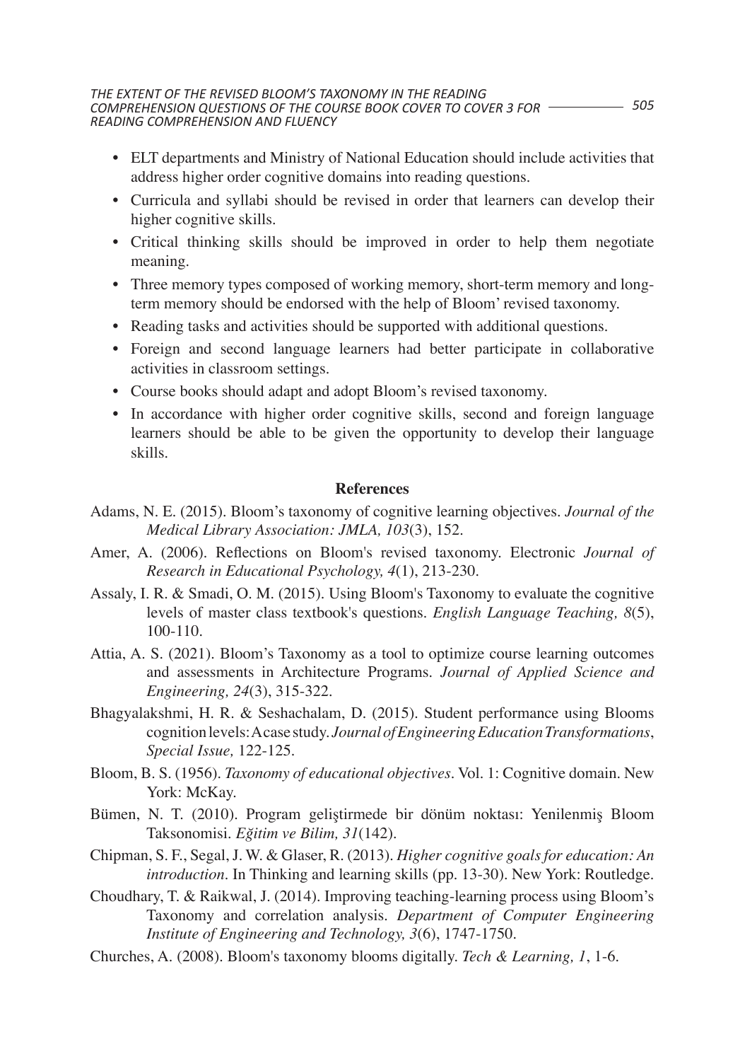- ELT departments and Ministry of National Education should include activities that address higher order cognitive domains into reading questions.
- Curricula and syllabi should be revised in order that learners can develop their higher cognitive skills.
- Critical thinking skills should be improved in order to help them negotiate meaning.
- Three memory types composed of working memory, short-term memory and long-term memory should be endorsed with the help of Bloom' revised taxonomy.
- Reading tasks and activities should be supported with additional questions.
- Foreign and second language learners had better participate in collaborative activities in classroom settings.
- Course books should adapt and adopt Bloom's revised taxonomy.
- In accordance with higher order cognitive skills, second and foreign language learners should be able to be given the opportunity to develop their language skills.

## References

Adams, N. E. (2015). Bloom's taxonomy of cognitive learning objectives. *Journal of the Medical Library Association: JMLA, 103*(3), 152.

Amer, A. (2006). Reflections on Bloom's revised taxonomy. Electronic *Journal of Research in Educational Psychology, 4*(1), 213-230.

Assaly, I. R. & Smadi, O. M. (2015). Using Bloom's Taxonomy to evaluate the cognitive levels of master class textbook's questions. *English Language Teaching, 8*(5), 100-110.

Attia, A. S. (2021). Bloom's Taxonomy as a tool to optimize course learning outcomes and assessments in Architecture Programs. *Journal of Applied Science and Engineering, 24*(3), 315-322.

Bhagyalakshmi, H. R. & Seshachalam, D. (2015). Student performance using Blooms cognition levels: A case study. *Journal of Engineering Education Transformations*, *Special Issue,* 122-125.

Bloom, B. S. (1956). *Taxonomy of educational objectives*. Vol. 1: Cognitive domain. New York: McKay.

Bümen, N. T. (2010). Program geliştirmede bir dönüm noktası: Yenilenmiş Bloom Taksonomisi. *Eğitim ve Bilim, 31*(142).

Chipman, S. F., Segal, J. W. & Glaser, R. (2013). *Higher cognitive goals for education: An introduction*. In Thinking and learning skills (pp. 13-30). New York: Routledge.

Choudhary, T. & Raikwal, J. (2014). Improving teaching-learning process using Bloom's Taxonomy and correlation analysis. *Department of Computer Engineering Institute of Engineering and Technology, 3*(6), 1747-1750.

Churches, A. (2008). Bloom's taxonomy blooms digitally. *Tech & Learning, 1*, 1-6.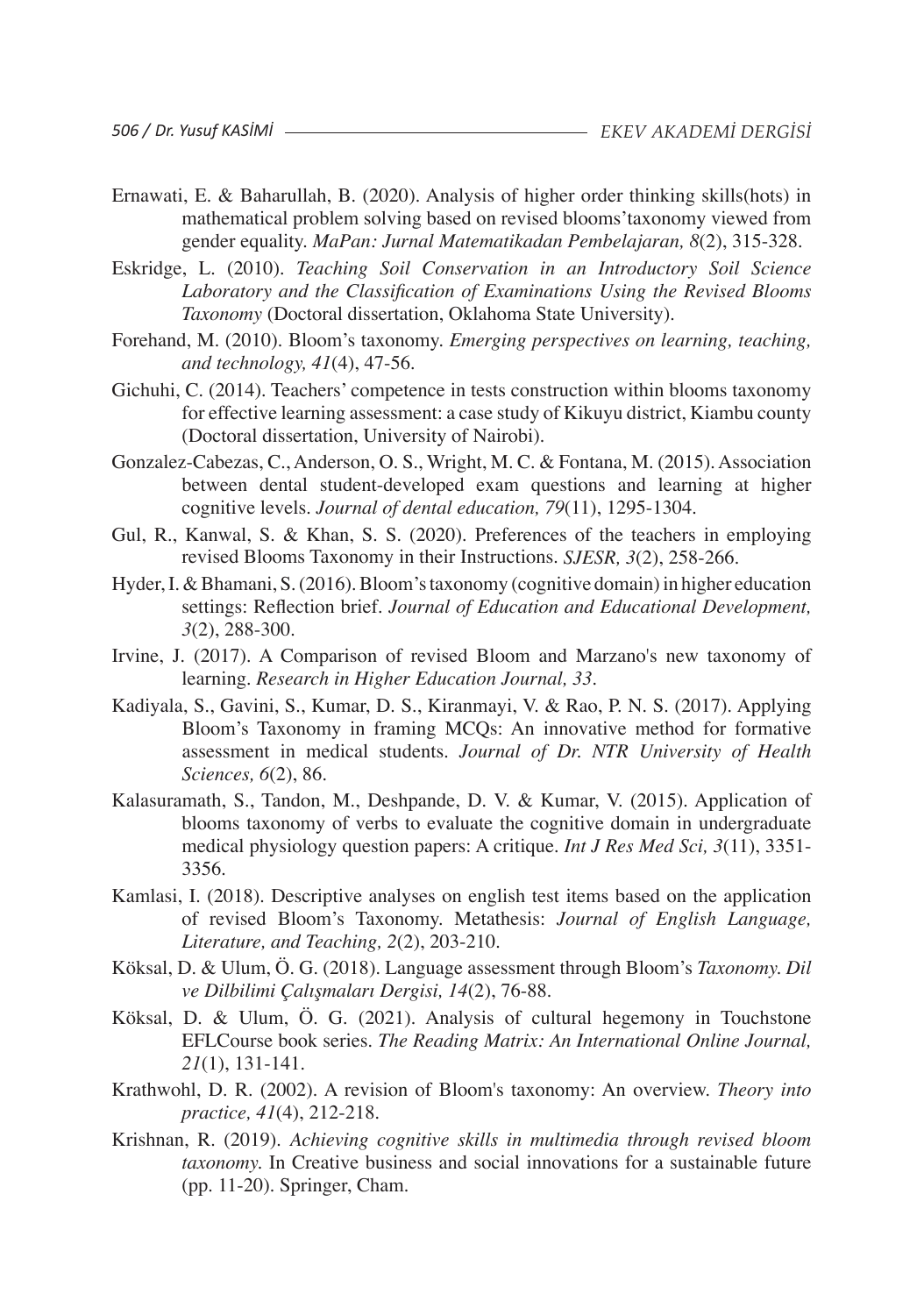Ernawati, E. & Baharullah, B. (2020). Analysis of higher order thinking skills(hots) in mathematical problem solving based on revised blooms'taxonomy viewed from gender equality. *MaPan: Jurnal Matematikadan Pembelajaran, 8*(2), 315-328.

Eskridge, L. (2010). *Teaching Soil Conservation in an Introductory Soil Science Laboratory and the Classification of Examinations Using the Revised Blooms Taxonomy* (Doctoral dissertation, Oklahoma State University).

Forehand, M. (2010). Bloom's taxonomy. *Emerging perspectives on learning, teaching, and technology, 41*(4), 47-56.

Gichuhi, C. (2014). Teachers' competence in tests construction within blooms taxonomy for effective learning assessment: a case study of Kikuyu district, Kiambu county (Doctoral dissertation, University of Nairobi).

Gonzalez-Cabezas, C., Anderson, O. S., Wright, M. C. & Fontana, M. (2015). Association between dental student-developed exam questions and learning at higher cognitive levels. *Journal of dental education, 79*(11), 1295-1304.

Gul, R., Kanwal, S. & Khan, S. S. (2020). Preferences of the teachers in employing revised Blooms Taxonomy in their Instructions. *SJESR, 3*(2), 258-266.

Hyder, I. & Bhamani, S. (2016). Bloom's taxonomy (cognitive domain) in higher education settings: Reflection brief. *Journal of Education and Educational Development, 3*(2), 288-300.

Irvine, J. (2017). A Comparison of revised Bloom and Marzano's new taxonomy of learning. *Research in Higher Education Journal, 33*.

Kadiyala, S., Gavini, S., Kumar, D. S., Kiranmayi, V. & Rao, P. N. S. (2017). Applying Bloom's Taxonomy in framing MCQs: An innovative method for formative assessment in medical students. *Journal of Dr. NTR University of Health Sciences, 6*(2), 86.

Kalasuramath, S., Tandon, M., Deshpande, D. V. & Kumar, V. (2015). Application of blooms taxonomy of verbs to evaluate the cognitive domain in undergraduate medical physiology question papers: A critique. *Int J Res Med Sci, 3*(11), 3351-3356.

Kamlasi, I. (2018). Descriptive analyses on english test items based on the application of revised Bloom's Taxonomy. Metathesis: *Journal of English Language, Literature, and Teaching, 2*(2), 203-210.

Köksal, D. & Ulum, Ö. G. (2018). Language assessment through Bloom's *Taxonomy. Dil ve Dilbilimi Çalışmaları Dergisi, 14*(2), 76-88.

Köksal, D. & Ulum, Ö. G. (2021). Analysis of cultural hegemony in Touchstone EFLCourse book series. *The Reading Matrix: An International Online Journal, 21*(1), 131-141.

Krathwohl, D. R. (2002). A revision of Bloom's taxonomy: An overview. *Theory into practice, 41*(4), 212-218.

Krishnan, R. (2019). *Achieving cognitive skills in multimedia through revised bloom taxonomy.* In Creative business and social innovations for a sustainable future (pp. 11-20). Springer, Cham.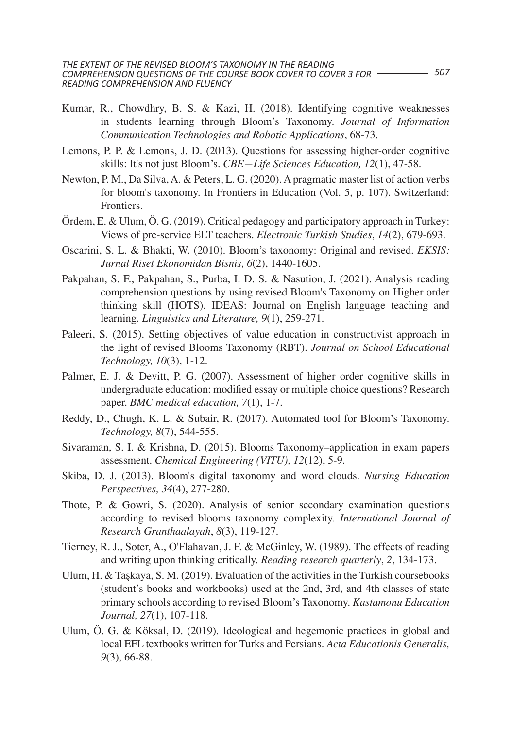Kumar, R., Chowdhry, B. S. & Kazi, H. (2018). Identifying cognitive weaknesses in students learning through Bloom's Taxonomy. *Journal of Information Communication Technologies and Robotic Applications*, 68-73.

Lemons, P. P. & Lemons, J. D. (2013). Questions for assessing higher-order cognitive skills: It's not just Bloom's. *CBE—Life Sciences Education, 12*(1), 47-58.

Newton, P. M., Da Silva, A. & Peters, L. G. (2020). A pragmatic master list of action verbs for bloom's taxonomy. In Frontiers in Education (Vol. 5, p. 107). Switzerland: Frontiers.

Ördem, E. & Ulum, Ö. G. (2019). Critical pedagogy and participatory approach in Turkey: Views of pre-service ELT teachers. *Electronic Turkish Studies*, *14*(2), 679-693.

Oscarini, S. L. & Bhakti, W. (2010). Bloom's taxonomy: Original and revised. *EKSIS: Jurnal Riset Ekonomidan Bisnis, 6*(2), 1440-1605.

Pakpahan, S. F., Pakpahan, S., Purba, I. D. S. & Nasution, J. (2021). Analysis reading comprehension questions by using revised Bloom's Taxonomy on Higher order thinking skill (HOTS). IDEAS: Journal on English language teaching and learning. *Linguistics and Literature, 9*(1), 259-271.

Paleeri, S. (2015). Setting objectives of value education in constructivist approach in the light of revised Blooms Taxonomy (RBT). *Journal on School Educational Technology, 10*(3), 1-12.

Palmer, E. J. & Devitt, P. G. (2007). Assessment of higher order cognitive skills in undergraduate education: modified essay or multiple choice questions? Research paper. *BMC medical education, 7*(1), 1-7.

Reddy, D., Chugh, K. L. & Subair, R. (2017). Automated tool for Bloom's Taxonomy. *Technology, 8*(7), 544-555.

Sivaraman, S. I. & Krishna, D. (2015). Blooms Taxonomy–application in exam papers assessment. *Chemical Engineering (VITU), 12*(12), 5-9.

Skiba, D. J. (2013). Bloom's digital taxonomy and word clouds. *Nursing Education Perspectives, 34*(4), 277-280.

Thote, P. & Gowri, S. (2020). Analysis of senior secondary examination questions according to revised blooms taxonomy complexity. *International Journal of Research Granthaalayah*, *8*(3), 119-127.

Tierney, R. J., Soter, A., O'Flahavan, J. F. & McGinley, W. (1989). The effects of reading and writing upon thinking critically. *Reading research quarterly*, *2*, 134-173.

Ulum, H. & Taşkaya, S. M. (2019). Evaluation of the activities in the Turkish coursebooks (student's books and workbooks) used at the 2nd, 3rd, and 4th classes of state primary schools according to revised Bloom's Taxonomy. *Kastamonu Education Journal, 27*(1), 107-118.

Ulum, Ö. G. & Köksal, D. (2019). Ideological and hegemonic practices in global and local EFL textbooks written for Turks and Persians. *Acta Educationis Generalis, 9*(3), 66-88.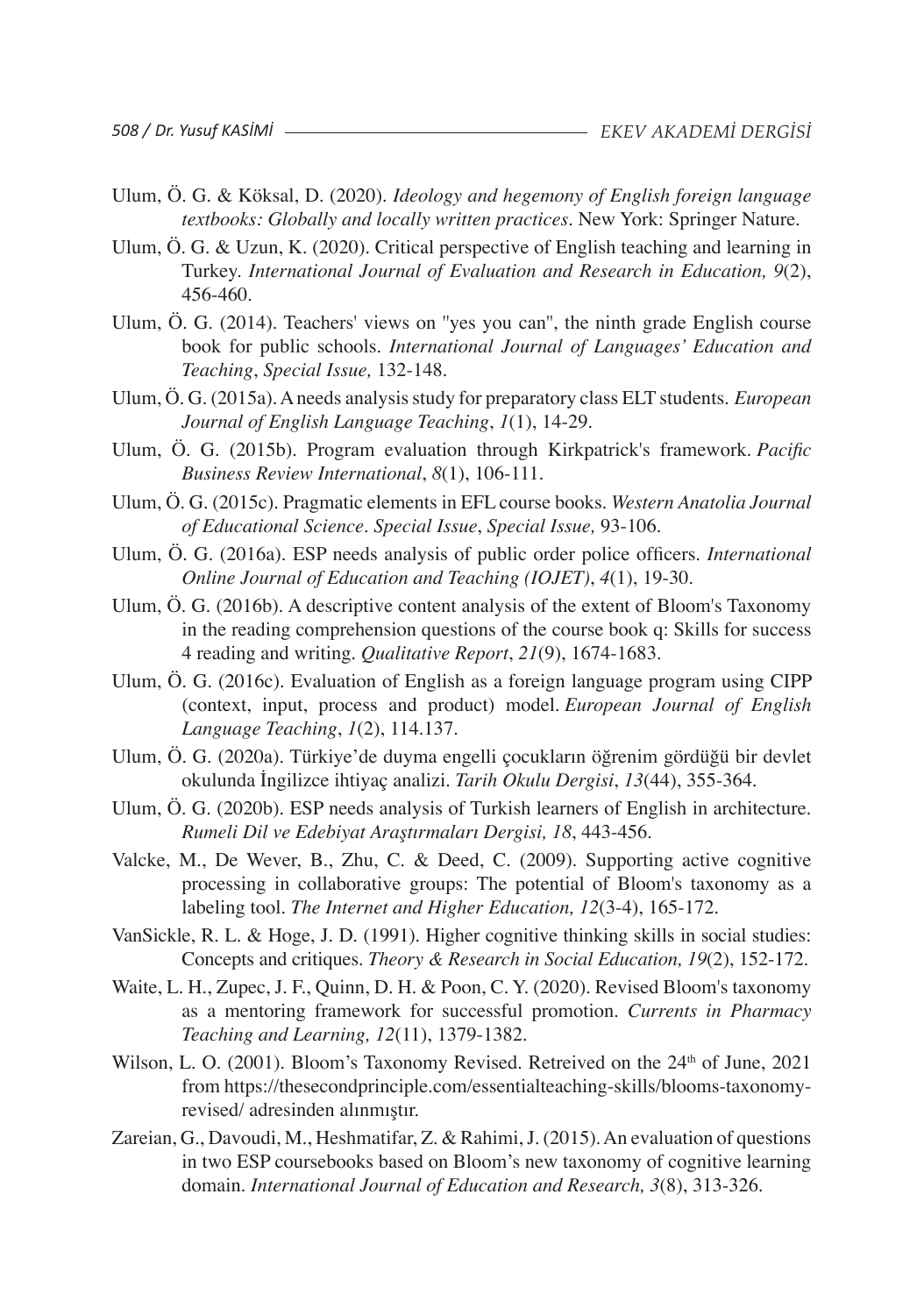Ulum, Ö. G. & Köksal, D. (2020). *Ideology and hegemony of English foreign language textbooks: Globally and locally written practices*. New York: Springer Nature.

Ulum, Ö. G. & Uzun, K. (2020). Critical perspective of English teaching and learning in Turkey. *International Journal of Evaluation and Research in Education, 9*(2), 456-460.

Ulum, Ö. G. (2014). Teachers' views on "yes you can", the ninth grade English course book for public schools. *International Journal of Languages' Education and Teaching*, *Special Issue,* 132-148.

Ulum, Ö. G. (2015a). A needs analysis study for preparatory class ELT students. *European Journal of English Language Teaching*, *1*(1), 14-29.

Ulum, Ö. G. (2015b). Program evaluation through Kirkpatrick's framework. *Pacific Business Review International*, *8*(1), 106-111.

Ulum, Ö. G. (2015c). Pragmatic elements in EFL course books. *Western Anatolia Journal of Educational Science*. *Special Issue*, *Special Issue,* 93-106.

Ulum, Ö. G. (2016a). ESP needs analysis of public order police officers. *International Online Journal of Education and Teaching (IOJET)*, *4*(1), 19-30.

Ulum, Ö. G. (2016b). A descriptive content analysis of the extent of Bloom's Taxonomy in the reading comprehension questions of the course book q: Skills for success 4 reading and writing. *Qualitative Report*, *21*(9), 1674-1683.

Ulum, Ö. G. (2016c). Evaluation of English as a foreign language program using CIPP (context, input, process and product) model. *European Journal of English Language Teaching*, *1*(2), 114.137.

Ulum, Ö. G. (2020a). Türkiye'de duyma engelli çocukların öğrenim gördüğü bir devlet okulunda İngilizce ihtiyaç analizi. *Tarih Okulu Dergisi*, *13*(44), 355-364.

Ulum, Ö. G. (2020b). ESP needs analysis of Turkish learners of English in architecture. *Rumeli Dil ve Edebiyat Araştırmaları Dergisi, 18*, 443-456.

Valcke, M., De Wever, B., Zhu, C. & Deed, C. (2009). Supporting active cognitive processing in collaborative groups: The potential of Bloom's taxonomy as a labeling tool. *The Internet and Higher Education, 12*(3-4), 165-172.

VanSickle, R. L. & Hoge, J. D. (1991). Higher cognitive thinking skills in social studies: Concepts and critiques. *Theory & Research in Social Education, 19*(2), 152-172.

Waite, L. H., Zupec, J. F., Quinn, D. H. & Poon, C. Y. (2020). Revised Bloom's taxonomy as a mentoring framework for successful promotion. *Currents in Pharmacy Teaching and Learning, 12*(11), 1379-1382.

Wilson, L. O. (2001). Bloom's Taxonomy Revised. Retreived on the 24th of June, 2021 from https://thesecondprinciple.com/essentialteaching-skills/blooms-taxonomy-revised/ adresinden alınmıştır.

Zareian, G., Davoudi, M., Heshmatifar, Z. & Rahimi, J. (2015). An evaluation of questions in two ESP coursebooks based on Bloom's new taxonomy of cognitive learning domain. *International Journal of Education and Research, 3*(8), 313-326.